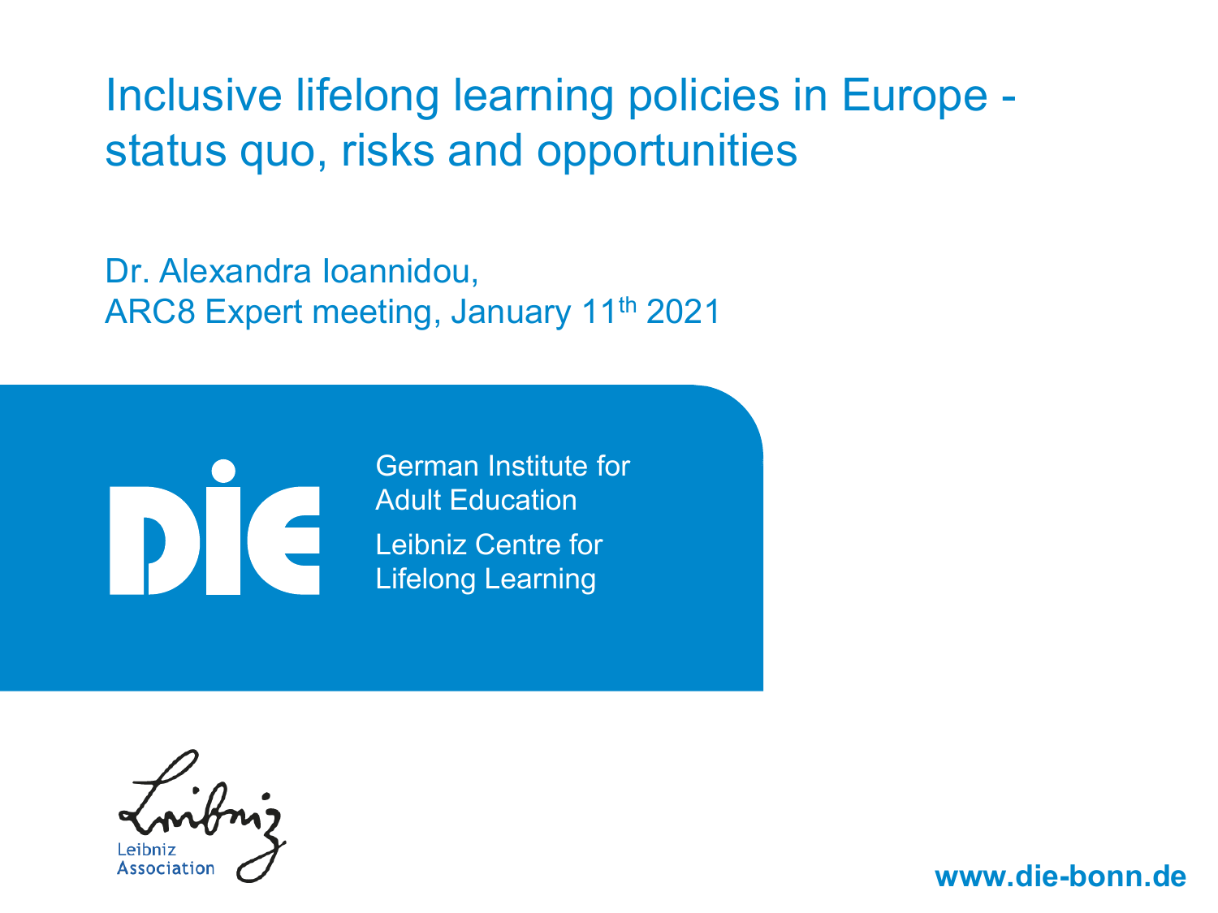# Inclusive lifelong learning policies in Europe - status quo, risks and opportunities

Dr. Alexandra Ioannidou,
ARC8 Expert meeting, January 11th 2021

German Institute for Adult Education

Leibniz Centre for Lifelong Learning

Leibniz Association

www.die-bonn.de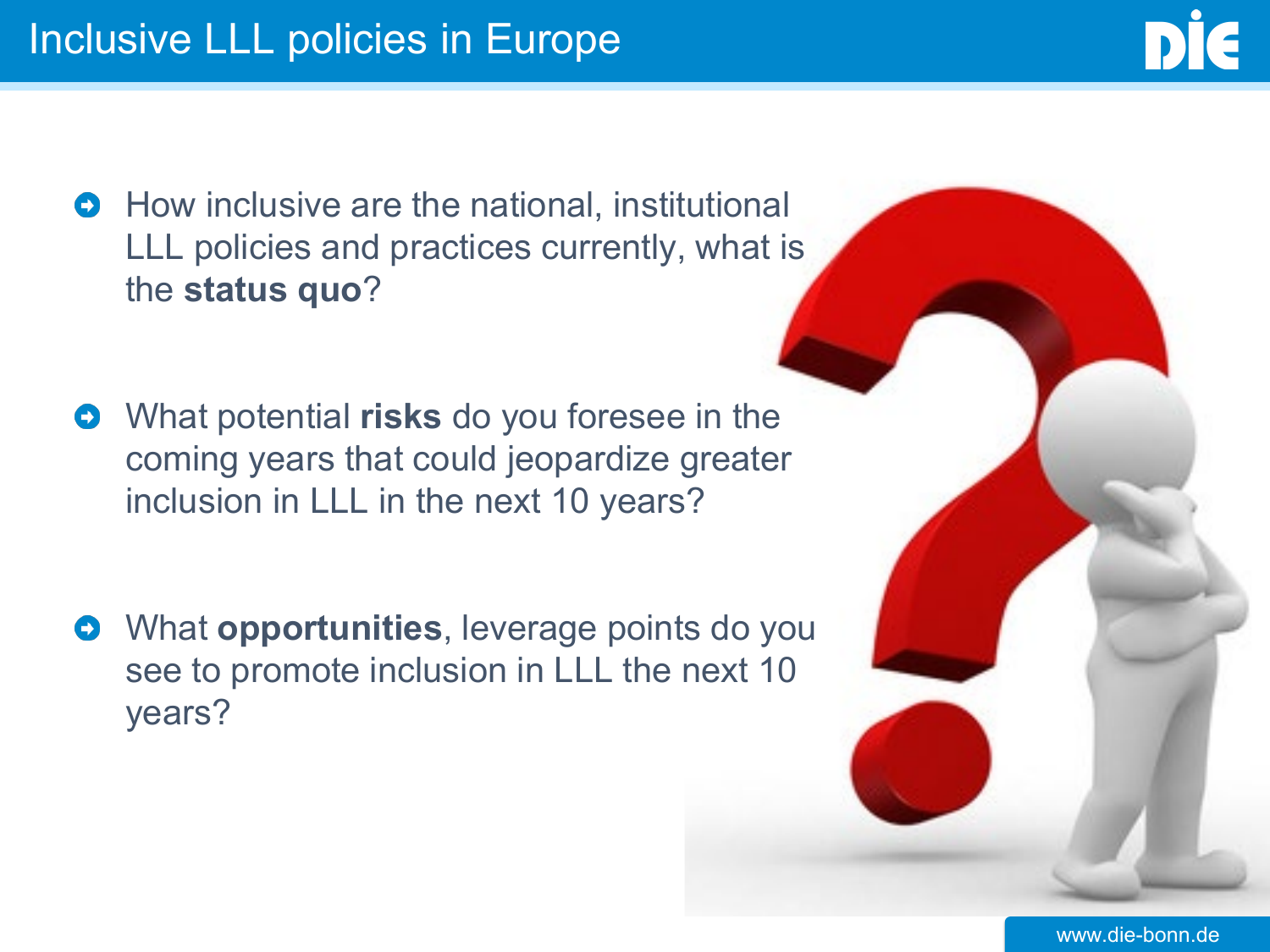# Inclusive LLL policies in Europe

- How inclusive are the national, institutional LLL policies and practices currently, what is the **status quo**?
- What potential **risks** do you foresee in the coming years that could jeopardize greater inclusion in LLL in the next 10 years?
- What **opportunities**, leverage points do you see to promote inclusion in LLL the next 10 years?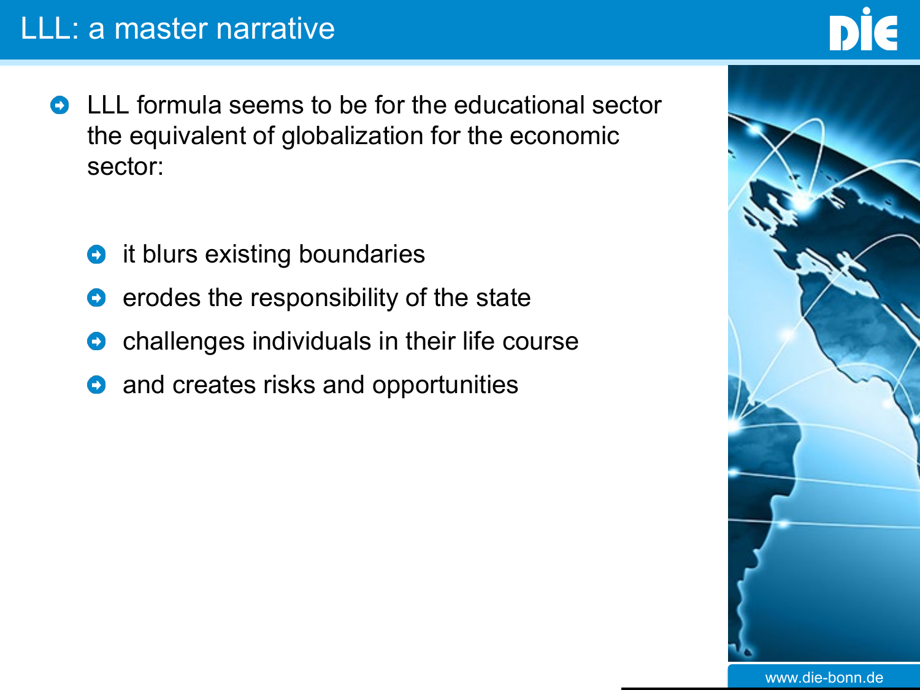# LLL: a master narrative

- LLL formula seems to be for the educational sector the equivalent of globalization for the economic sector:
  - it blurs existing boundaries
  - erodes the responsibility of the state
  - challenges individuals in their life course
  - and creates risks and opportunities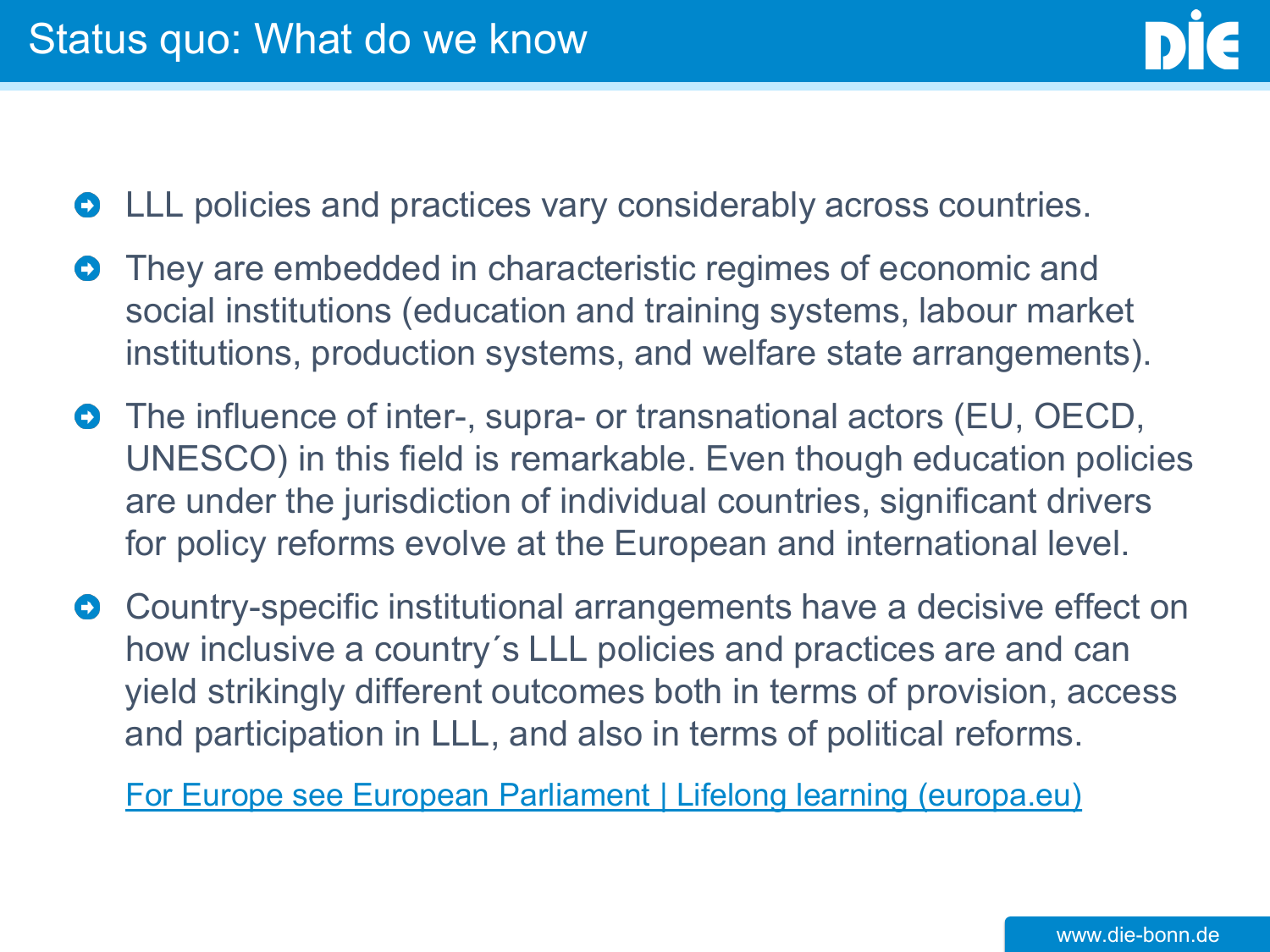# Status quo: What do we know

- LLL policies and practices vary considerably across countries.
- They are embedded in characteristic regimes of economic and social institutions (education and training systems, labour market institutions, production systems, and welfare state arrangements).
- The influence of inter-, supra- or transnational actors (EU, OECD, UNESCO) in this field is remarkable. Even though education policies are under the jurisdiction of individual countries, significant drivers for policy reforms evolve at the European and international level.
- Country-specific institutional arrangements have a decisive effect on how inclusive a country´s LLL policies and practices are and can yield strikingly different outcomes both in terms of provision, access and participation in LLL, and also in terms of political reforms.

  For Europe see European Parliament | Lifelong learning (europa.eu)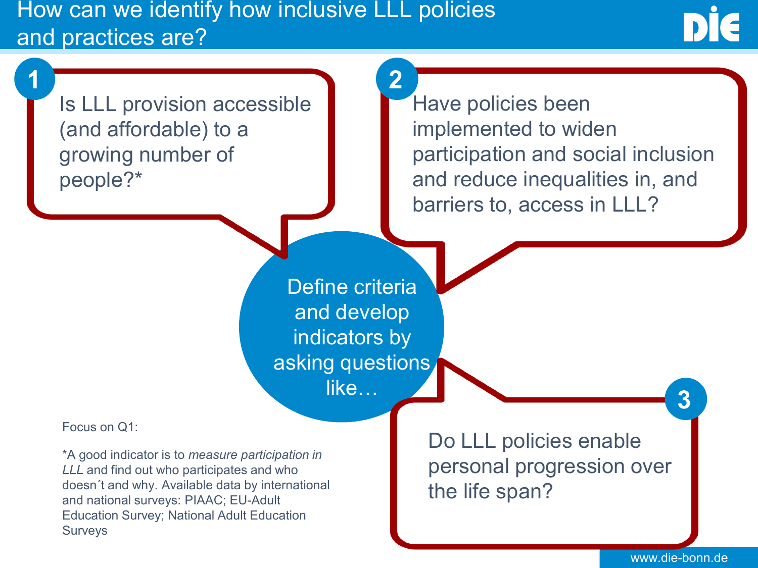# How can we identify how inclusive LLL policies and practices are?

Define criteria and develop indicators by asking questions like…

**1** Is LLL provision accessible (and affordable) to a growing number of people?*

**2** Have policies been implemented to widen participation and social inclusion and reduce inequalities in, and barriers to, access in LLL?

**3** Do LLL policies enable personal progression over the life span?

Focus on Q1:

*A good indicator is to *measure participation in LLL* and find out who participates and who doesn´t and why. Available data by international and national surveys: PIAAC; EU-Adult Education Survey; National Adult Education Surveys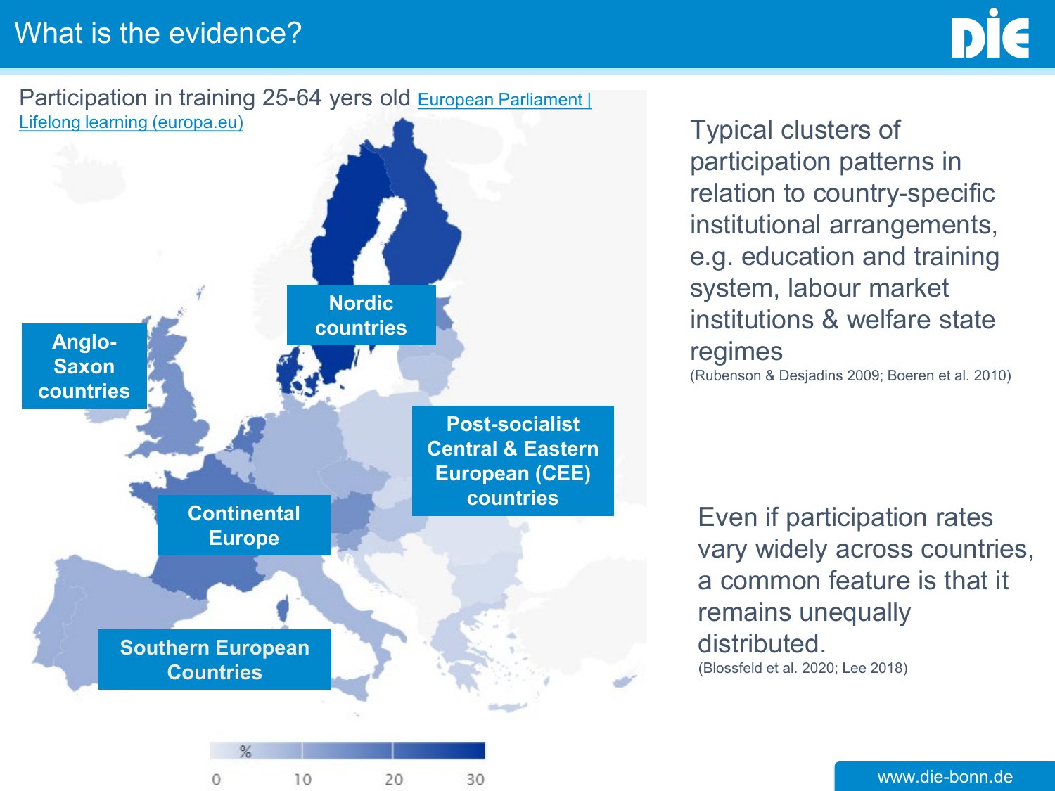# What is the evidence?

Participation in training 25-64 yers old [European Parliament | Lifelong learning (europa.eu)]

Anglo-Saxon countries

Nordic countries

Post-socialist Central & Eastern European (CEE) countries

Continental Europe

Southern European Countries

% 0 10 20 30

Typical clusters of participation patterns in relation to country-specific institutional arrangements, e.g. education and training system, labour market institutions & welfare state regimes
(Rubenson & Desjadins 2009; Boeren et al. 2010)

Even if participation rates vary widely across countries, a common feature is that it remains unequally distributed.
(Blossfeld et al. 2020; Lee 2018)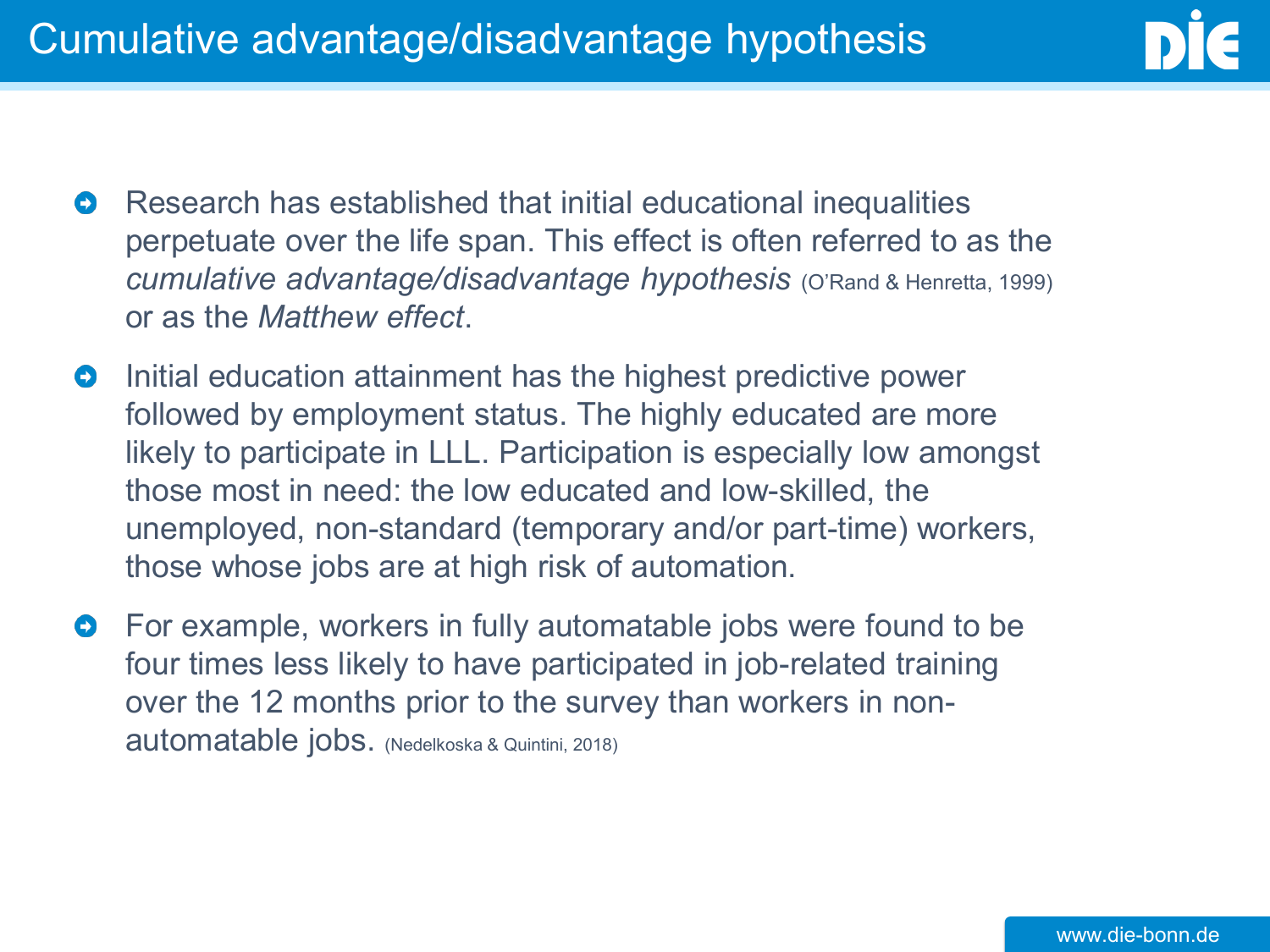# Cumulative advantage/disadvantage hypothesis

- Research has established that initial educational inequalities perpetuate over the life span. This effect is often referred to as the *cumulative advantage/disadvantage hypothesis* (O'Rand & Henretta, 1999) or as the *Matthew effect*.
- Initial education attainment has the highest predictive power followed by employment status. The highly educated are more likely to participate in LLL. Participation is especially low amongst those most in need: the low educated and low-skilled, the unemployed, non-standard (temporary and/or part-time) workers, those whose jobs are at high risk of automation.
- For example, workers in fully automatable jobs were found to be four times less likely to have participated in job-related training over the 12 months prior to the survey than workers in non-automatable jobs. (Nedelkoska & Quintini, 2018)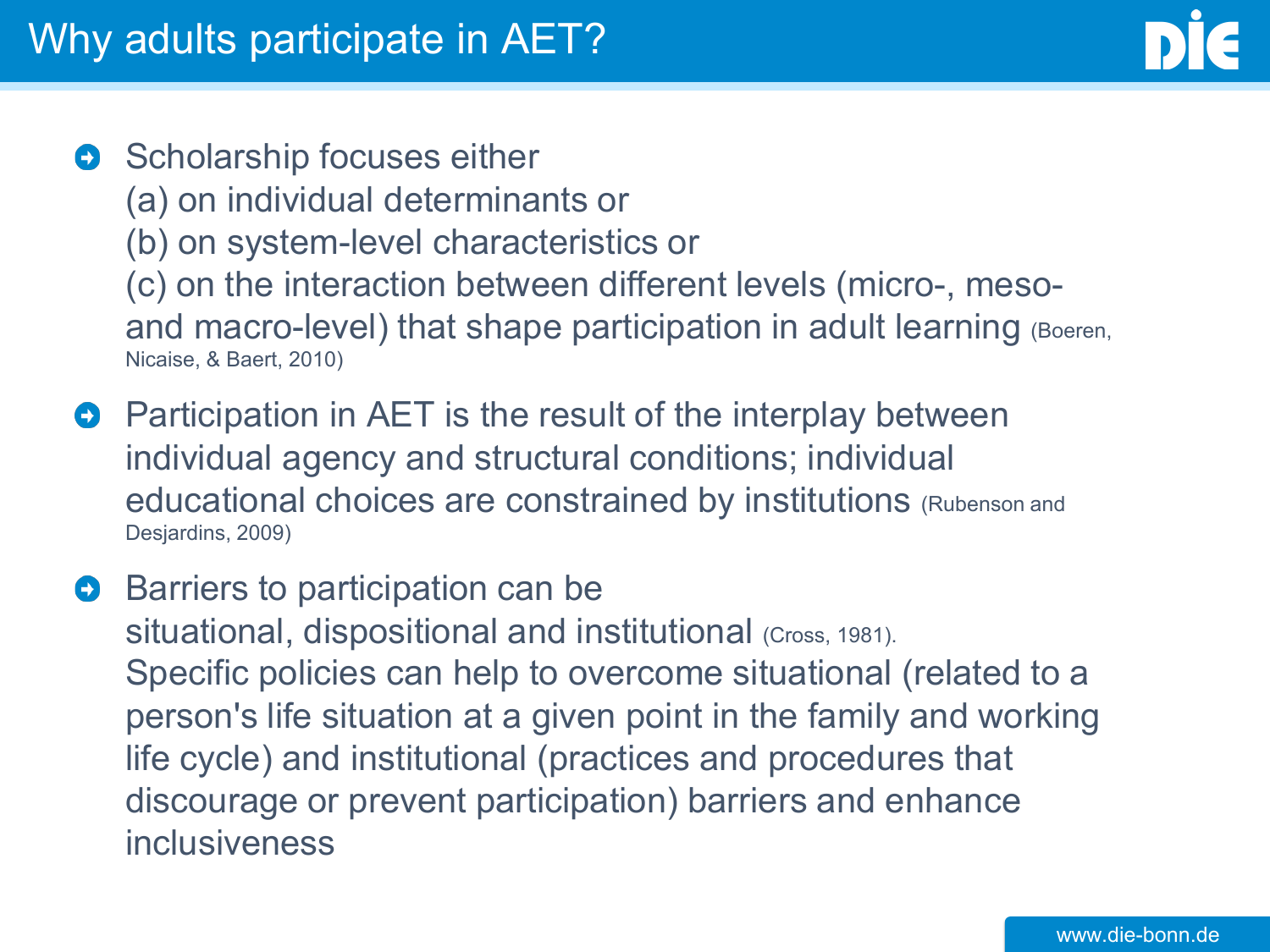# Why adults participate in AET?

- Scholarship focuses either
  (a) on individual determinants or
  (b) on system-level characteristics or
  (c) on the interaction between different levels (micro-, meso- and macro-level) that shape participation in adult learning (Boeren, Nicaise, & Baert, 2010)
- Participation in AET is the result of the interplay between individual agency and structural conditions; individual educational choices are constrained by institutions (Rubenson and Desjardins, 2009)
- Barriers to participation can be situational, dispositional and institutional (Cross, 1981).
  Specific policies can help to overcome situational (related to a person's life situation at a given point in the family and working life cycle) and institutional (practices and procedures that discourage or prevent participation) barriers and enhance inclusiveness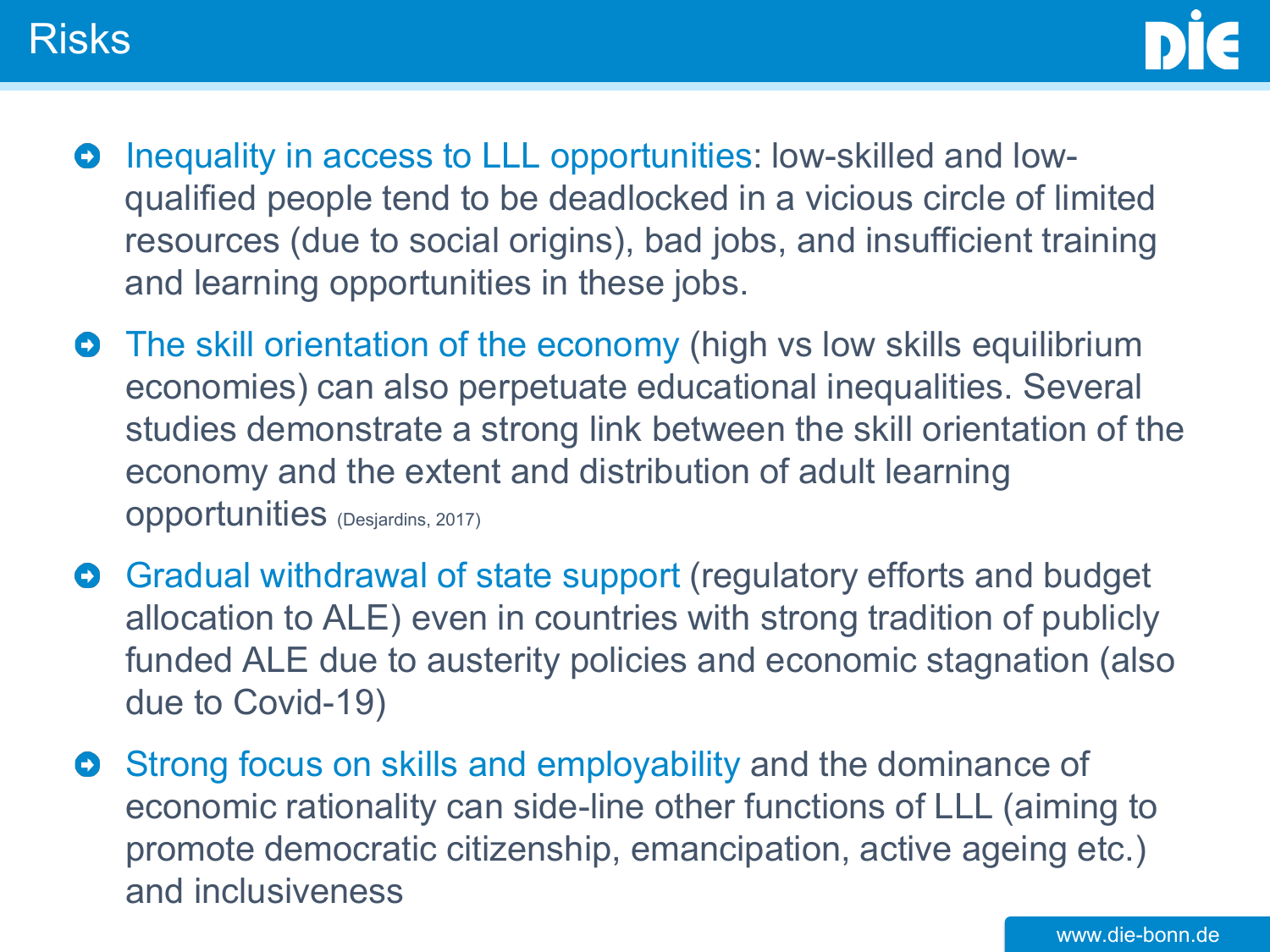# Risks

- Inequality in access to LLL opportunities: low-skilled and low-qualified people tend to be deadlocked in a vicious circle of limited resources (due to social origins), bad jobs, and insufficient training and learning opportunities in these jobs.
- The skill orientation of the economy (high vs low skills equilibrium economies) can also perpetuate educational inequalities. Several studies demonstrate a strong link between the skill orientation of the economy and the extent and distribution of adult learning opportunities (Desjardins, 2017)
- Gradual withdrawal of state support (regulatory efforts and budget allocation to ALE) even in countries with strong tradition of publicly funded ALE due to austerity policies and economic stagnation (also due to Covid-19)
- Strong focus on skills and employability and the dominance of economic rationality can side-line other functions of LLL (aiming to promote democratic citizenship, emancipation, active ageing etc.) and inclusiveness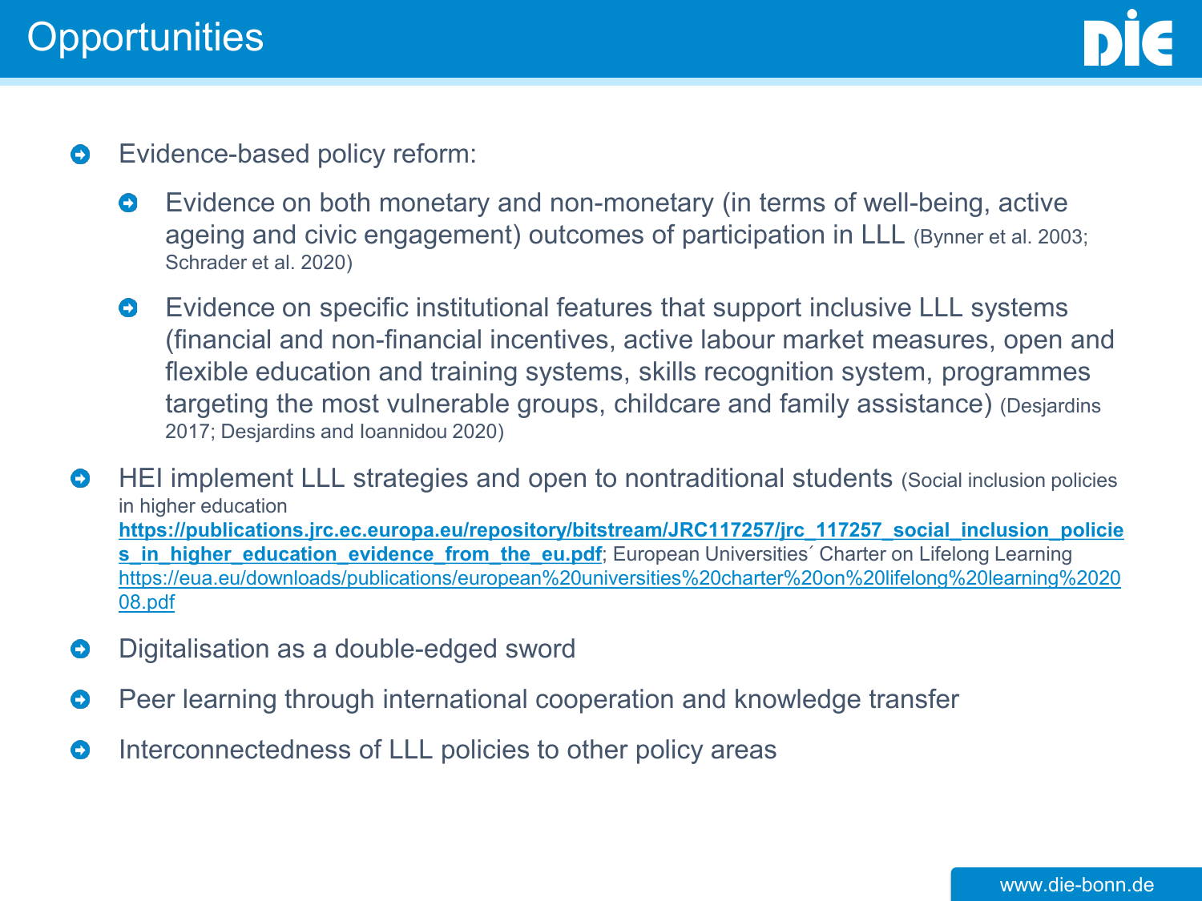# Opportunities

- Evidence-based policy reform:
  - Evidence on both monetary and non-monetary (in terms of well-being, active ageing and civic engagement) outcomes of participation in LLL (Bynner et al. 2003; Schrader et al. 2020)
  - Evidence on specific institutional features that support inclusive LLL systems (financial and non-financial incentives, active labour market measures, open and flexible education and training systems, skills recognition system, programmes targeting the most vulnerable groups, childcare and family assistance) (Desjardins 2017; Desjardins and Ioannidou 2020)
- HEI implement LLL strategies and open to nontraditional students (Social inclusion policies in higher education **https://publications.jrc.ec.europa.eu/repository/bitstream/JRC117257/jrc_117257_social_inclusion_policies_in_higher_education_evidence_from_the_eu.pdf**; European Universities´ Charter on Lifelong Learning https://eua.eu/downloads/publications/european%20universities%20charter%20on%20lifelong%20learning%202008.pdf
- Digitalisation as a double-edged sword
- Peer learning through international cooperation and knowledge transfer
- Interconnectedness of LLL policies to other policy areas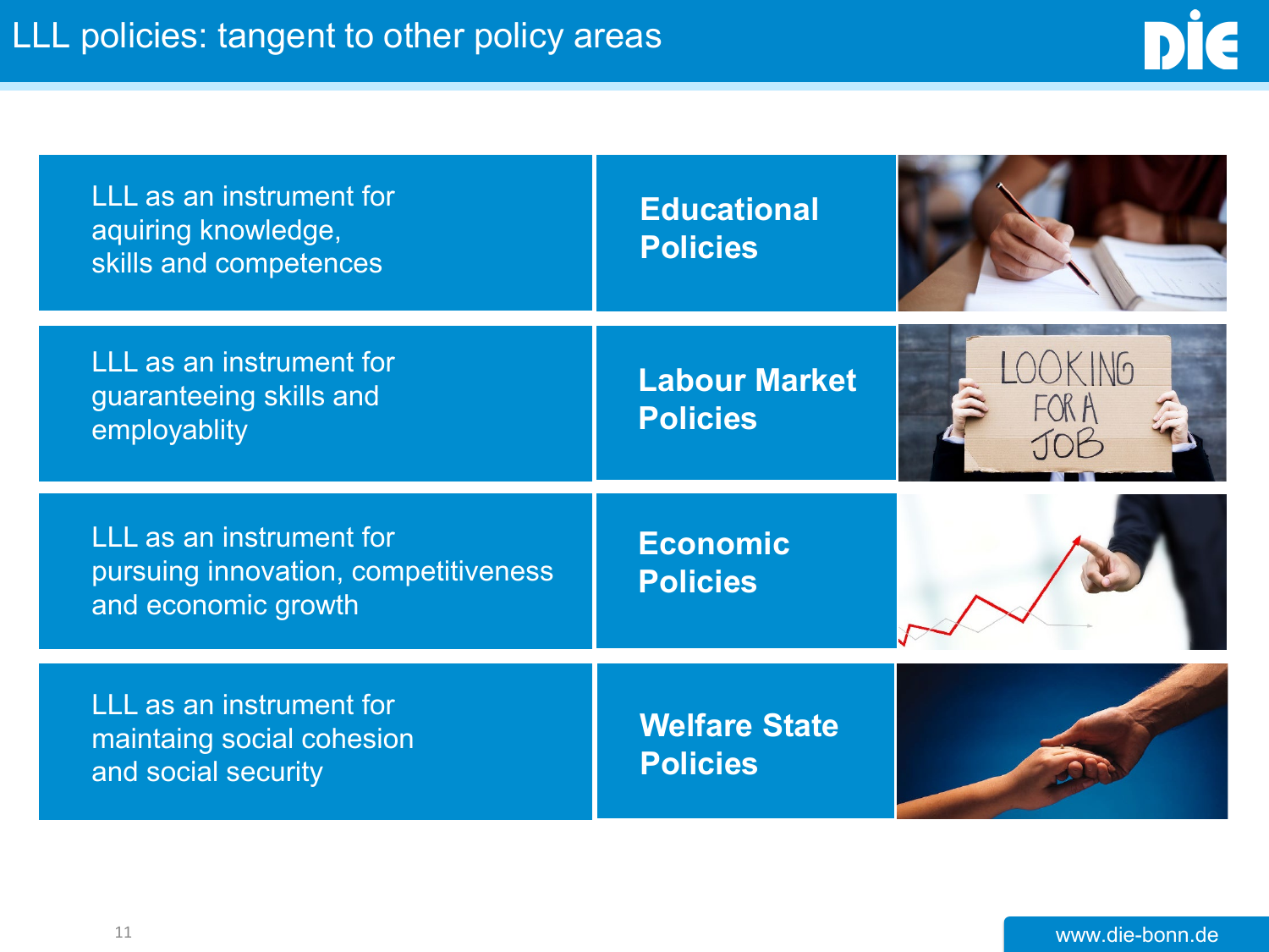# LLL policies: tangent to other policy areas

| | |
|---|---|
| LLL as an instrument for aquiring knowledge, skills and competences | **Educational Policies** |
| LLL as an instrument for guaranteeing skills and employablity | **Labour Market Policies** |
| LLL as an instrument for pursuing innovation, competitiveness and economic growth | **Economic Policies** |
| LLL as an instrument for maintaing social cohesion and social security | **Welfare State Policies** |

www.die-bonn.de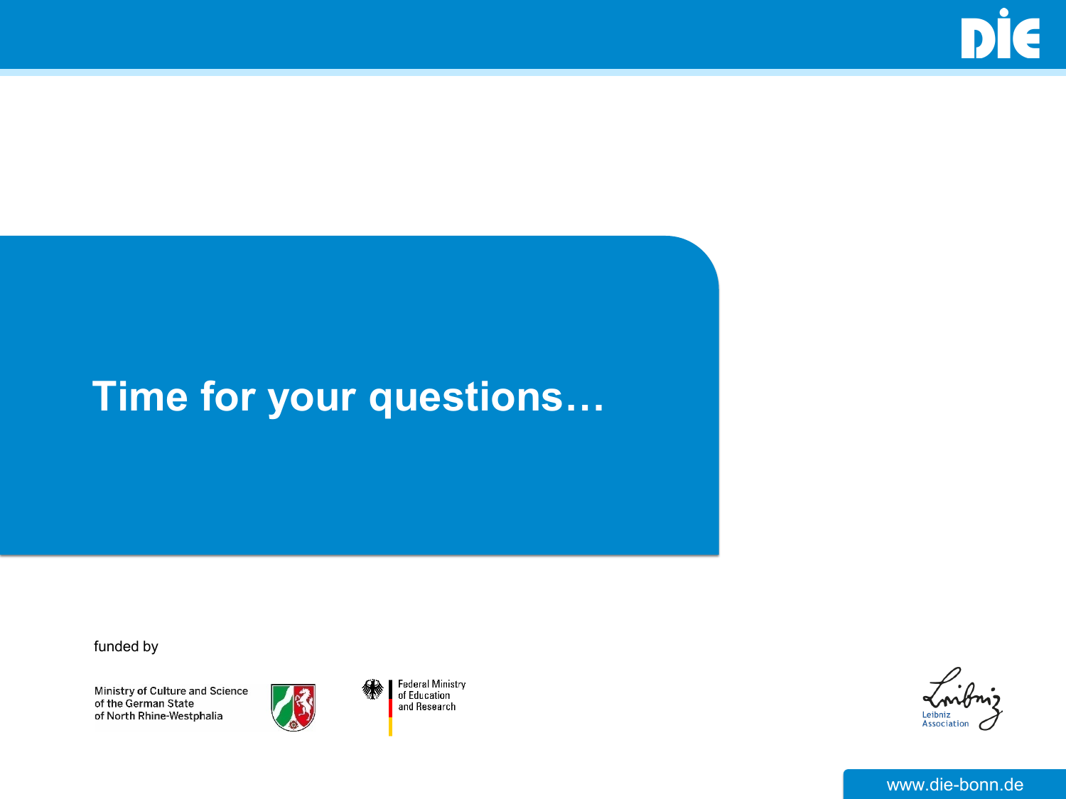# Time for your questions…

funded by

Ministry of Culture and Science of the German State of North Rhine-Westphalia

Federal Ministry of Education and Research

Leibniz Association

www.die-bonn.de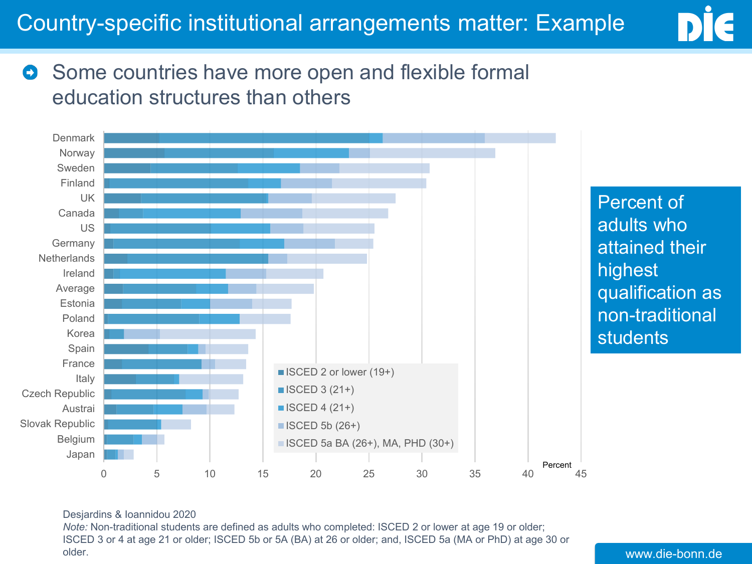# Country-specific institutional arrangements matter: Example

- Some countries have more open and flexible formal education structures than others

Percent of adults who attained their highest qualification as non-traditional students

Legend:
- ISCED 2 or lower (19+)
- ISCED 3 (21+)
- ISCED 4 (21+)
- ISCED 5b (26+)
- ISCED 5a BA (26+), MA, PHD (30+)

Countries (top to bottom): Denmark, Norway, Sweden, Finland, UK, Canada, US, Germany, Netherlands, Ireland, Average, Estonia, Poland, Korea, Spain, France, Italy, Czech Republic, Austrai, Slovak Republic, Belgium, Japan

Percent: 0, 5, 10, 15, 20, 25, 30, 35, 40, 45

Desjardins & Ioannidou 2020

*Note:* Non-traditional students are defined as adults who completed: ISCED 2 or lower at age 19 or older; ISCED 3 or 4 at age 21 or older; ISCED 5b or 5A (BA) at 26 or older; and, ISCED 5a (MA or PhD) at age 30 or older.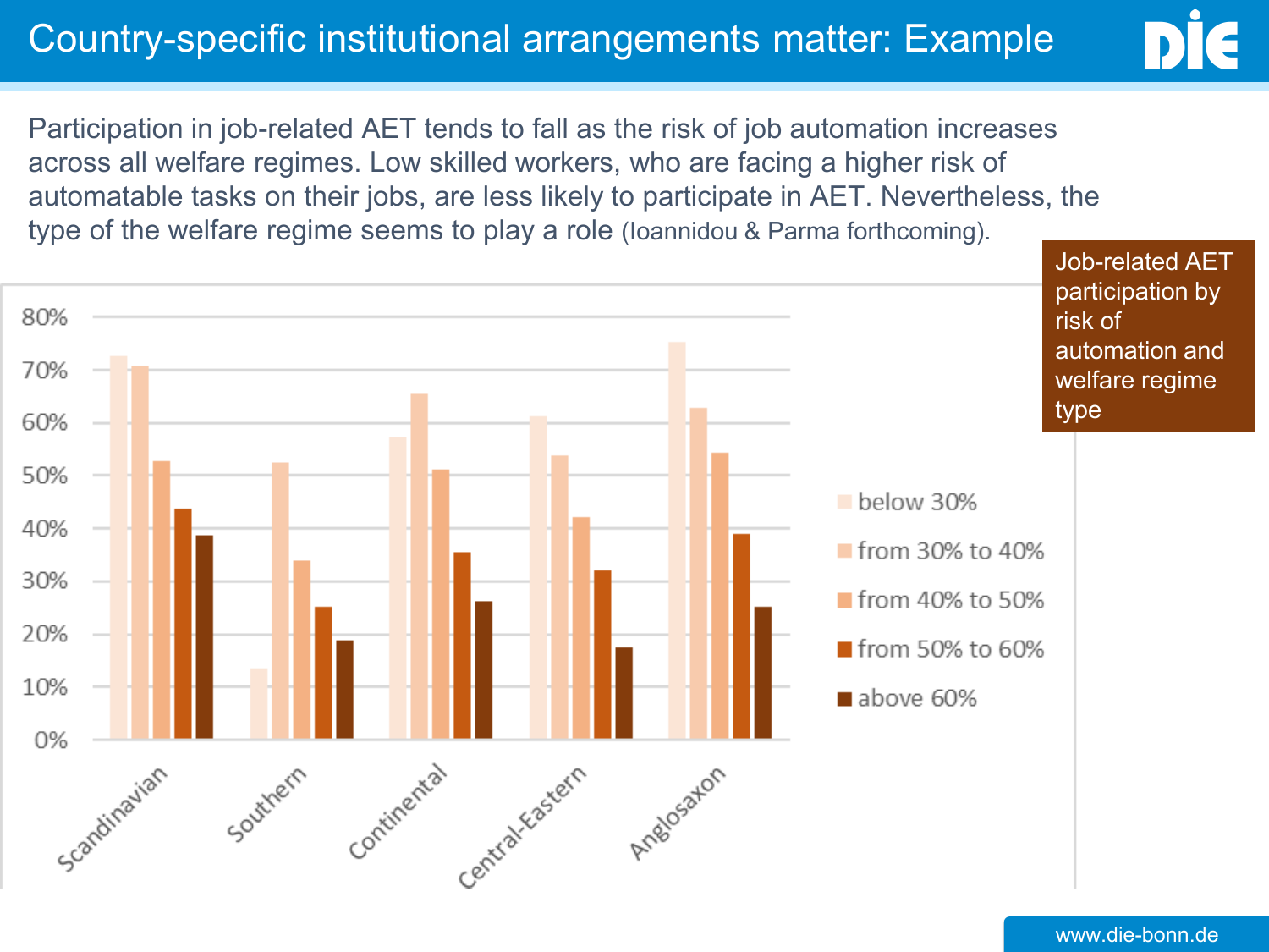# Country-specific institutional arrangements matter: Example

Participation in job-related AET tends to fall as the risk of job automation increases across all welfare regimes. Low skilled workers, who are facing a higher risk of automatable tasks on their jobs, are less likely to participate in AET. Nevertheless, the type of the welfare regime seems to play a role (Ioannidou & Parma forthcoming).

Job-related AET participation by risk of automation and welfare regime type

| | below 30% | from 30% to 40% | from 40% to 50% | from 50% to 60% | above 60% |
|---|---|---|---|---|---|
| Scandinavian | | | | | |
| Southern | | | | | |
| Continental | | | | | |
| Central-Eastern | | | | | |
| Anglosaxon | | | | | |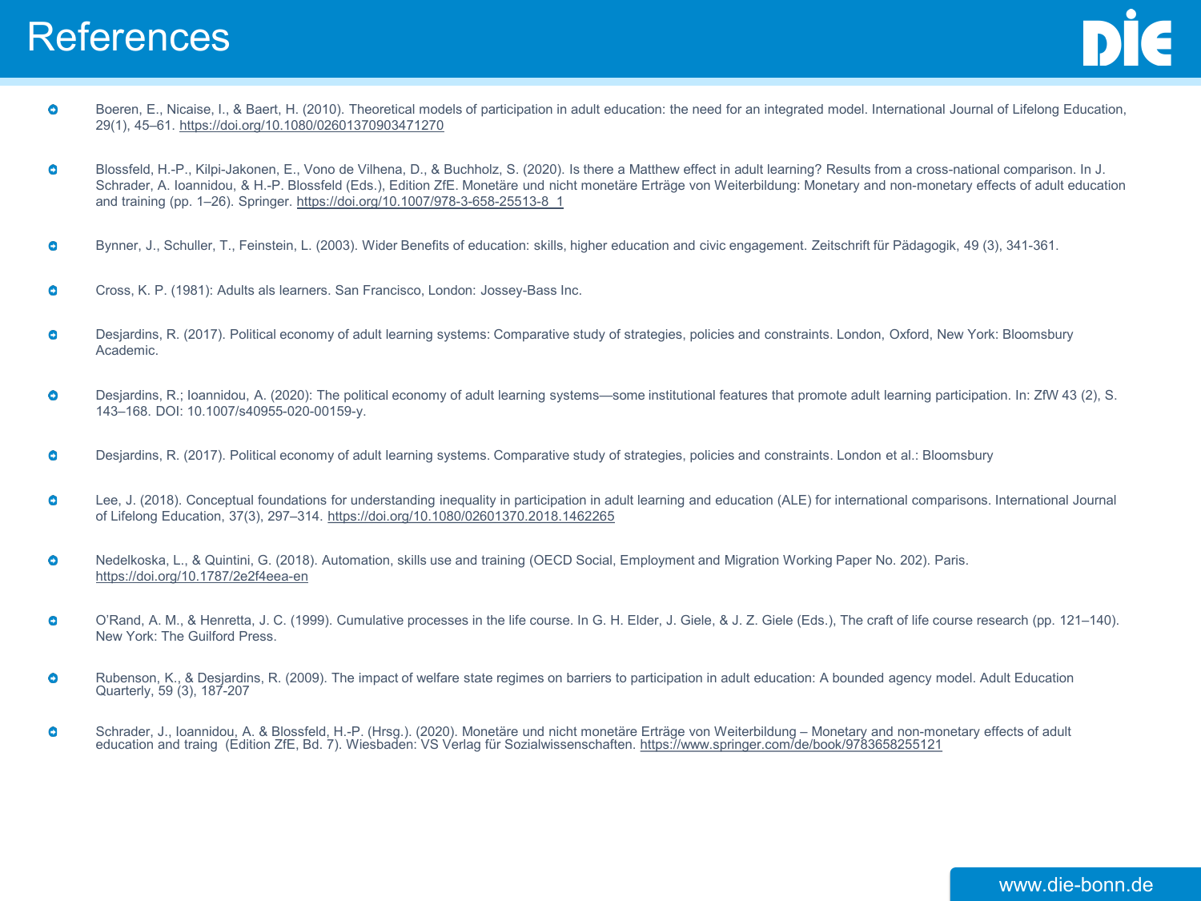# References

- Boeren, E., Nicaise, I., & Baert, H. (2010). Theoretical models of participation in adult education: the need for an integrated model. International Journal of Lifelong Education, 29(1), 45–61. https://doi.org/10.1080/02601370903471270

- Blossfeld, H.-P., Kilpi-Jakonen, E., Vono de Vilhena, D., & Buchholz, S. (2020). Is there a Matthew effect in adult learning? Results from a cross-national comparison. In J. Schrader, A. Ioannidou, & H.-P. Blossfeld (Eds.), Edition ZfE. Monetäre und nicht monetäre Erträge von Weiterbildung: Monetary and non-monetary effects of adult education and training (pp. 1–26). Springer. https://doi.org/10.1007/978-3-658-25513-8_1

- Bynner, J., Schuller, T., Feinstein, L. (2003). Wider Benefits of education: skills, higher education and civic engagement. Zeitschrift für Pädagogik, 49 (3), 341-361.

- Cross, K. P. (1981): Adults als learners. San Francisco, London: Jossey-Bass Inc.

- Desjardins, R. (2017). Political economy of adult learning systems: Comparative study of strategies, policies and constraints. London, Oxford, New York: Bloomsbury Academic.

- Desjardins, R.; Ioannidou, A. (2020): The political economy of adult learning systems—some institutional features that promote adult learning participation. In: ZfW 43 (2), S. 143–168. DOI: 10.1007/s40955-020-00159-y.

- Desjardins, R. (2017). Political economy of adult learning systems. Comparative study of strategies, policies and constraints. London et al.: Bloomsbury

- Lee, J. (2018). Conceptual foundations for understanding inequality in participation in adult learning and education (ALE) for international comparisons. International Journal of Lifelong Education, 37(3), 297–314. https://doi.org/10.1080/02601370.2018.1462265

- Nedelkoska, L., & Quintini, G. (2018). Automation, skills use and training (OECD Social, Employment and Migration Working Paper No. 202). Paris. https://doi.org/10.1787/2e2f4eea-en

- O'Rand, A. M., & Henretta, J. C. (1999). Cumulative processes in the life course. In G. H. Elder, J. Giele, & J. Z. Giele (Eds.), The craft of life course research (pp. 121–140). New York: The Guilford Press.

- Rubenson, K., & Desjardins, R. (2009). The impact of welfare state regimes on barriers to participation in adult education: A bounded agency model. Adult Education Quarterly, 59 (3), 187-207

- Schrader, J., Ioannidou, A. & Blossfeld, H.-P. (Hrsg.). (2020). Monetäre und nicht monetäre Erträge von Weiterbildung – Monetary and non-monetary effects of adult education and traing (Edition ZfE, Bd. 7). Wiesbaden: VS Verlag für Sozialwissenschaften. https://www.springer.com/de/book/9783658255121